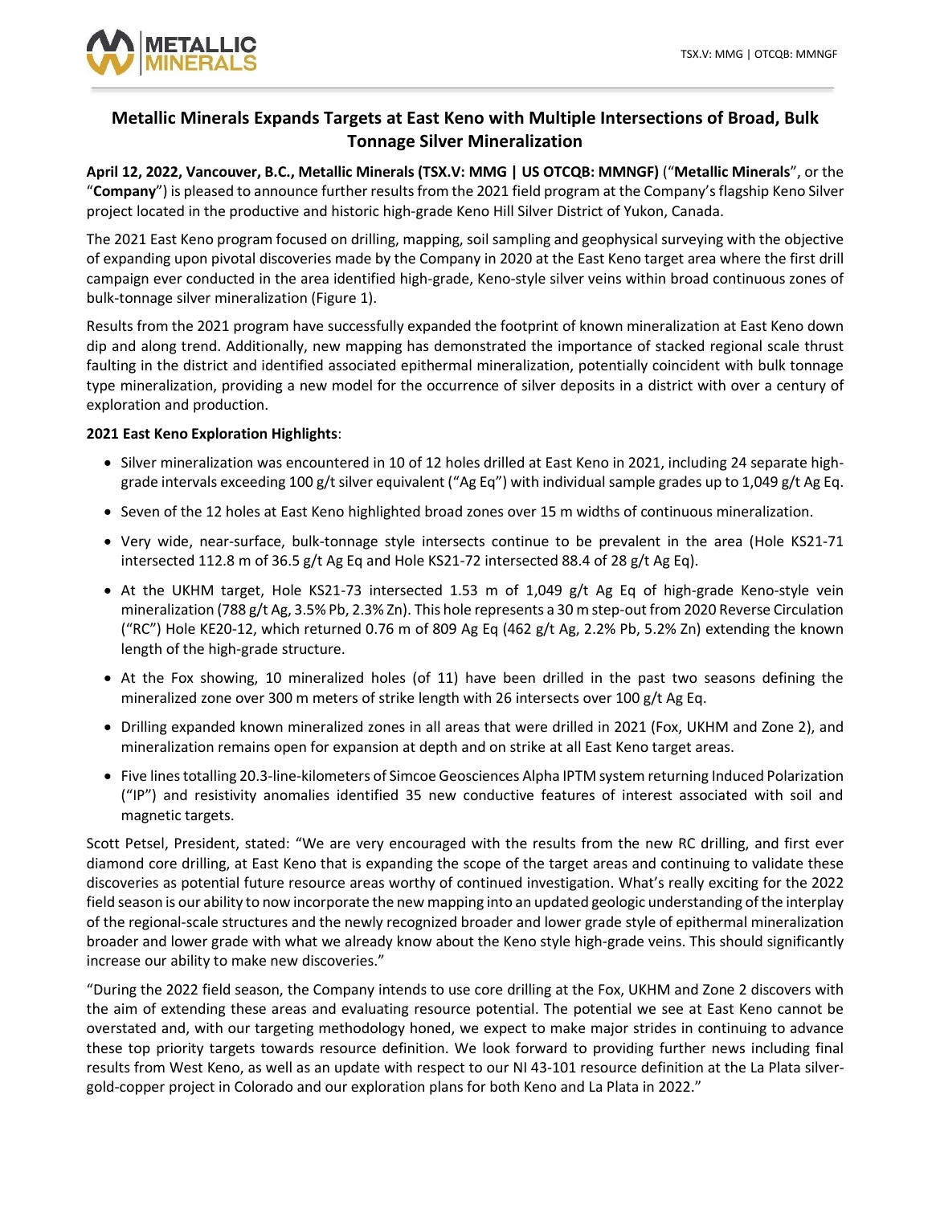# Metallic Minerals Expands Targets at East Keno with Multiple Intersections of Broad, Bulk Tonnage Silver Mineralization

**April 12, 2022, Vancouver, B.C., Metallic Minerals (TSX.V: MMG | US OTCQB: MMNGF)** ("**Metallic Minerals**", or the "**Company**") is pleased to announce further results from the 2021 field program at the Company's flagship Keno Silver project located in the productive and historic high-grade Keno Hill Silver District of Yukon, Canada.

The 2021 East Keno program focused on drilling, mapping, soil sampling and geophysical surveying with the objective of expanding upon pivotal discoveries made by the Company in 2020 at the East Keno target area where the first drill campaign ever conducted in the area identified high-grade, Keno-style silver veins within broad continuous zones of bulk-tonnage silver mineralization (Figure 1).

Results from the 2021 program have successfully expanded the footprint of known mineralization at East Keno down dip and along trend. Additionally, new mapping has demonstrated the importance of stacked regional scale thrust faulting in the district and identified associated epithermal mineralization, potentially coincident with bulk tonnage type mineralization, providing a new model for the occurrence of silver deposits in a district with over a century of exploration and production.

**2021 East Keno Exploration Highlights**:

- Silver mineralization was encountered in 10 of 12 holes drilled at East Keno in 2021, including 24 separate high-grade intervals exceeding 100 g/t silver equivalent ("Ag Eq") with individual sample grades up to 1,049 g/t Ag Eq.
- Seven of the 12 holes at East Keno highlighted broad zones over 15 m widths of continuous mineralization.
- Very wide, near-surface, bulk-tonnage style intersects continue to be prevalent in the area (Hole KS21-71 intersected 112.8 m of 36.5 g/t Ag Eq and Hole KS21-72 intersected 88.4 of 28 g/t Ag Eq).
- At the UKHM target, Hole KS21-73 intersected 1.53 m of 1,049 g/t Ag Eq of high-grade Keno-style vein mineralization (788 g/t Ag, 3.5% Pb, 2.3% Zn). This hole represents a 30 m step-out from 2020 Reverse Circulation ("RC") Hole KE20-12, which returned 0.76 m of 809 Ag Eq (462 g/t Ag, 2.2% Pb, 5.2% Zn) extending the known length of the high-grade structure.
- At the Fox showing, 10 mineralized holes (of 11) have been drilled in the past two seasons defining the mineralized zone over 300 m meters of strike length with 26 intersects over 100 g/t Ag Eq.
- Drilling expanded known mineralized zones in all areas that were drilled in 2021 (Fox, UKHM and Zone 2), and mineralization remains open for expansion at depth and on strike at all East Keno target areas.
- Five lines totalling 20.3-line-kilometers of Simcoe Geosciences Alpha IPTM system returning Induced Polarization ("IP") and resistivity anomalies identified 35 new conductive features of interest associated with soil and magnetic targets.

Scott Petsel, President, stated: "We are very encouraged with the results from the new RC drilling, and first ever diamond core drilling, at East Keno that is expanding the scope of the target areas and continuing to validate these discoveries as potential future resource areas worthy of continued investigation. What's really exciting for the 2022 field season is our ability to now incorporate the new mapping into an updated geologic understanding of the interplay of the regional-scale structures and the newly recognized broader and lower grade style of epithermal mineralization broader and lower grade with what we already know about the Keno style high-grade veins. This should significantly increase our ability to make new discoveries."

"During the 2022 field season, the Company intends to use core drilling at the Fox, UKHM and Zone 2 discovers with the aim of extending these areas and evaluating resource potential. The potential we see at East Keno cannot be overstated and, with our targeting methodology honed, we expect to make major strides in continuing to advance these top priority targets towards resource definition. We look forward to providing further news including final results from West Keno, as well as an update with respect to our NI 43-101 resource definition at the La Plata silver-gold-copper project in Colorado and our exploration plans for both Keno and La Plata in 2022."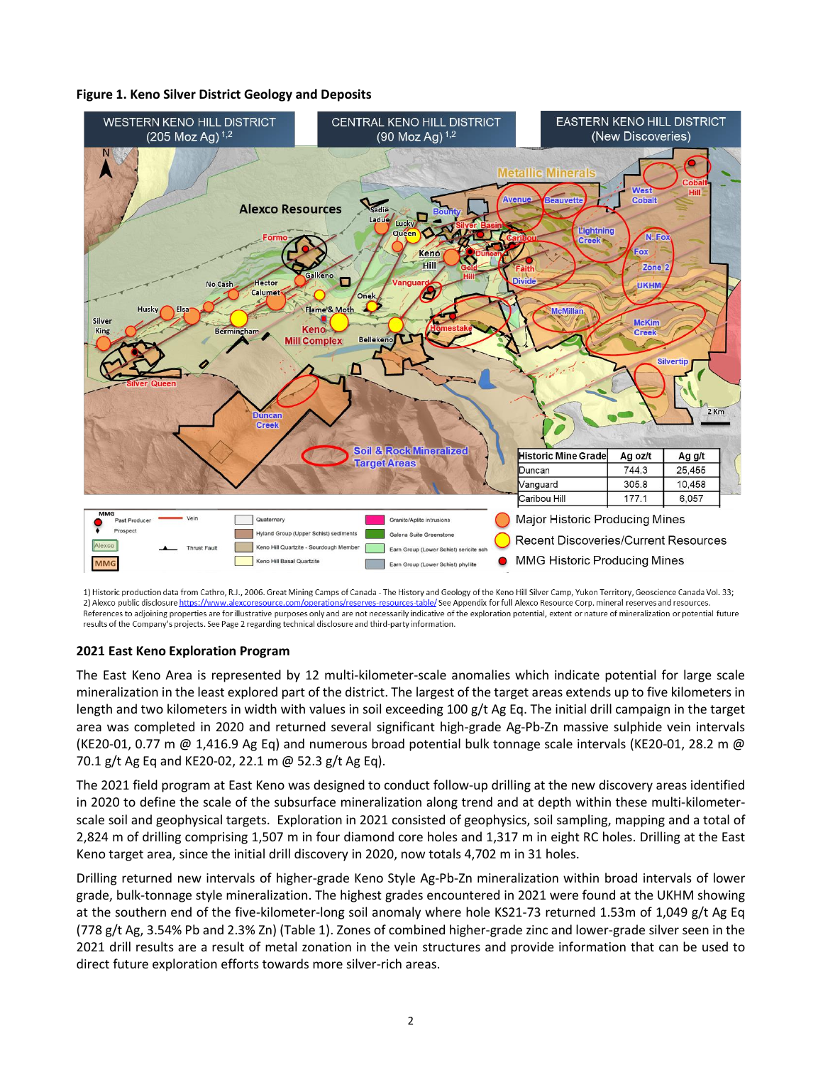**Figure 1. Keno Silver District Geology and Deposits**

| Historic Mine Grade | Ag oz/t | Ag g/t |
|---|---|---|
| Duncan | 744.3 | 25,455 |
| Vanguard | 305.8 | 10,458 |
| Caribou Hill | 177.1 | 6,057 |

1) Historic production data from Cathro, R.J., 2006. Great Mining Camps of Canada - The History and Geology of the Keno Hill Silver Camp, Yukon Territory, Geoscience Canada Vol. 33; 2) Alexco public disclosure https://www.alexcoresource.com/operations/reserves-resources-table/ See Appendix for full Alexco Resource Corp. mineral reserves and resources. References to adjoining properties are for illustrative purposes only and are not necessarily indicative of the exploration potential, extent or nature of mineralization or potential future results of the Company's projects. See Page 2 regarding technical disclosure and third-party information.

## 2021 East Keno Exploration Program

The East Keno Area is represented by 12 multi-kilometer-scale anomalies which indicate potential for large scale mineralization in the least explored part of the district. The largest of the target areas extends up to five kilometers in length and two kilometers in width with values in soil exceeding 100 g/t Ag Eq. The initial drill campaign in the target area was completed in 2020 and returned several significant high-grade Ag-Pb-Zn massive sulphide vein intervals (KE20-01, 0.77 m @ 1,416.9 Ag Eq) and numerous broad potential bulk tonnage scale intervals (KE20-01, 28.2 m @ 70.1 g/t Ag Eq and KE20-02, 22.1 m @ 52.3 g/t Ag Eq).

The 2021 field program at East Keno was designed to conduct follow-up drilling at the new discovery areas identified in 2020 to define the scale of the subsurface mineralization along trend and at depth within these multi-kilometer-scale soil and geophysical targets. Exploration in 2021 consisted of geophysics, soil sampling, mapping and a total of 2,824 m of drilling comprising 1,507 m in four diamond core holes and 1,317 m in eight RC holes. Drilling at the East Keno target area, since the initial drill discovery in 2020, now totals 4,702 m in 31 holes.

Drilling returned new intervals of higher-grade Keno Style Ag-Pb-Zn mineralization within broad intervals of lower grade, bulk-tonnage style mineralization. The highest grades encountered in 2021 were found at the UKHM showing at the southern end of the five-kilometer-long soil anomaly where hole KS21-73 returned 1.53m of 1,049 g/t Ag Eq (778 g/t Ag, 3.54% Pb and 2.3% Zn) (Table 1). Zones of combined higher-grade zinc and lower-grade silver seen in the 2021 drill results are a result of metal zonation in the vein structures and provide information that can be used to direct future exploration efforts towards more silver-rich areas.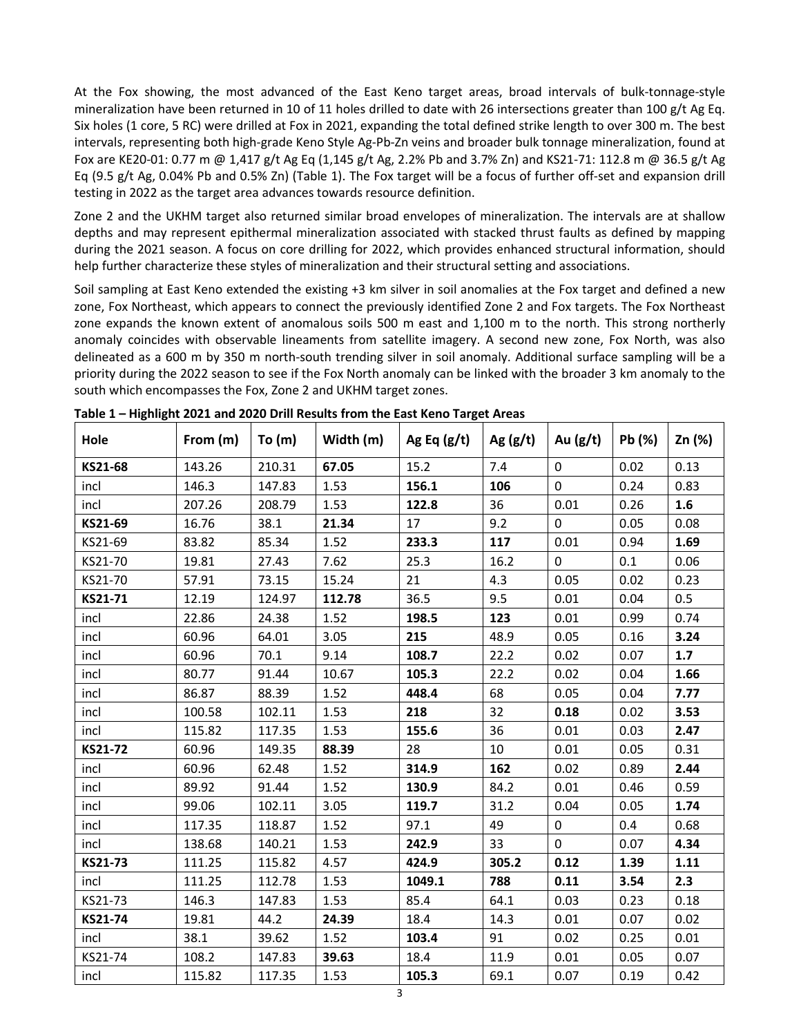At the Fox showing, the most advanced of the East Keno target areas, broad intervals of bulk-tonnage-style mineralization have been returned in 10 of 11 holes drilled to date with 26 intersections greater than 100 g/t Ag Eq. Six holes (1 core, 5 RC) were drilled at Fox in 2021, expanding the total defined strike length to over 300 m. The best intervals, representing both high-grade Keno Style Ag-Pb-Zn veins and broader bulk tonnage mineralization, found at Fox are KE20-01: 0.77 m @ 1,417 g/t Ag Eq (1,145 g/t Ag, 2.2% Pb and 3.7% Zn) and KS21-71: 112.8 m @ 36.5 g/t Ag Eq (9.5 g/t Ag, 0.04% Pb and 0.5% Zn) (Table 1). The Fox target will be a focus of further off-set and expansion drill testing in 2022 as the target area advances towards resource definition.

Zone 2 and the UKHM target also returned similar broad envelopes of mineralization. The intervals are at shallow depths and may represent epithermal mineralization associated with stacked thrust faults as defined by mapping during the 2021 season. A focus on core drilling for 2022, which provides enhanced structural information, should help further characterize these styles of mineralization and their structural setting and associations.

Soil sampling at East Keno extended the existing +3 km silver in soil anomalies at the Fox target and defined a new zone, Fox Northeast, which appears to connect the previously identified Zone 2 and Fox targets. The Fox Northeast zone expands the known extent of anomalous soils 500 m east and 1,100 m to the north. This strong northerly anomaly coincides with observable lineaments from satellite imagery. A second new zone, Fox North, was also delineated as a 600 m by 350 m north-south trending silver in soil anomaly. Additional surface sampling will be a priority during the 2022 season to see if the Fox North anomaly can be linked with the broader 3 km anomaly to the south which encompasses the Fox, Zone 2 and UKHM target zones.

**Table 1 – Highlight 2021 and 2020 Drill Results from the East Keno Target Areas**

| Hole | From (m) | To (m) | Width (m) | Ag Eq (g/t) | Ag (g/t) | Au (g/t) | Pb (%) | Zn (%) |
|---|---|---|---|---|---|---|---|---|
| **KS21-68** | 143.26 | 210.31 | **67.05** | 15.2 | 7.4 | 0 | 0.02 | 0.13 |
| incl | 146.3 | 147.83 | 1.53 | **156.1** | **106** | 0 | 0.24 | 0.83 |
| incl | 207.26 | 208.79 | 1.53 | **122.8** | 36 | 0.01 | 0.26 | **1.6** |
| **KS21-69** | 16.76 | 38.1 | **21.34** | 17 | 9.2 | 0 | 0.05 | 0.08 |
| KS21-69 | 83.82 | 85.34 | 1.52 | **233.3** | **117** | 0.01 | 0.94 | **1.69** |
| KS21-70 | 19.81 | 27.43 | 7.62 | 25.3 | 16.2 | 0 | 0.1 | 0.06 |
| KS21-70 | 57.91 | 73.15 | 15.24 | 21 | 4.3 | 0.05 | 0.02 | 0.23 |
| **KS21-71** | 12.19 | 124.97 | **112.78** | 36.5 | 9.5 | 0.01 | 0.04 | 0.5 |
| incl | 22.86 | 24.38 | 1.52 | **198.5** | **123** | 0.01 | 0.99 | 0.74 |
| incl | 60.96 | 64.01 | 3.05 | **215** | 48.9 | 0.05 | 0.16 | **3.24** |
| incl | 60.96 | 70.1 | 9.14 | **108.7** | 22.2 | 0.02 | 0.07 | **1.7** |
| incl | 80.77 | 91.44 | 10.67 | **105.3** | 22.2 | 0.02 | 0.04 | **1.66** |
| incl | 86.87 | 88.39 | 1.52 | **448.4** | 68 | 0.05 | 0.04 | **7.77** |
| incl | 100.58 | 102.11 | 1.53 | **218** | 32 | **0.18** | 0.02 | **3.53** |
| incl | 115.82 | 117.35 | 1.53 | **155.6** | 36 | 0.01 | 0.03 | **2.47** |
| **KS21-72** | 60.96 | 149.35 | **88.39** | 28 | 10 | 0.01 | 0.05 | 0.31 |
| incl | 60.96 | 62.48 | 1.52 | **314.9** | **162** | 0.02 | 0.89 | **2.44** |
| incl | 89.92 | 91.44 | 1.52 | **130.9** | 84.2 | 0.01 | 0.46 | 0.59 |
| incl | 99.06 | 102.11 | 3.05 | **119.7** | 31.2 | 0.04 | 0.05 | **1.74** |
| incl | 117.35 | 118.87 | 1.52 | 97.1 | 49 | 0 | 0.4 | 0.68 |
| incl | 138.68 | 140.21 | 1.53 | **242.9** | 33 | 0 | 0.07 | **4.34** |
| **KS21-73** | 111.25 | 115.82 | 4.57 | **424.9** | **305.2** | **0.12** | **1.39** | **1.11** |
| incl | 111.25 | 112.78 | 1.53 | **1049.1** | **788** | **0.11** | **3.54** | **2.3** |
| KS21-73 | 146.3 | 147.83 | 1.53 | 85.4 | 64.1 | 0.03 | 0.23 | 0.18 |
| **KS21-74** | 19.81 | 44.2 | **24.39** | 18.4 | 14.3 | 0.01 | 0.07 | 0.02 |
| incl | 38.1 | 39.62 | 1.52 | **103.4** | 91 | 0.02 | 0.25 | 0.01 |
| KS21-74 | 108.2 | 147.83 | **39.63** | 18.4 | 11.9 | 0.01 | 0.05 | 0.07 |
| incl | 115.82 | 117.35 | 1.53 | **105.3** | 69.1 | 0.07 | 0.19 | 0.42 |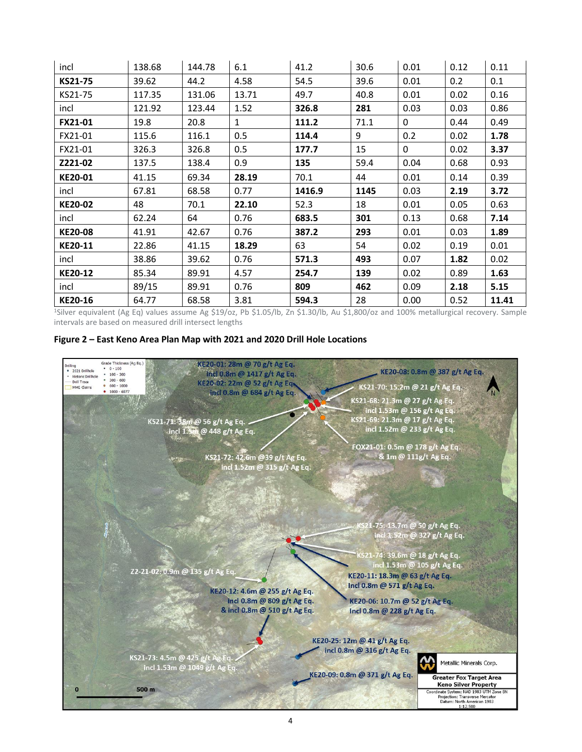| incl | 138.68 | 144.78 | 6.1 | 41.2 | 30.6 | 0.01 | 0.12 | 0.11 |
|---|---|---|---|---|---|---|---|---|
| **KS21-75** | 39.62 | 44.2 | 4.58 | 54.5 | 39.6 | 0.01 | 0.2 | 0.1 |
| KS21-75 | 117.35 | 131.06 | 13.71 | 49.7 | 40.8 | 0.01 | 0.02 | 0.16 |
| incl | 121.92 | 123.44 | 1.52 | **326.8** | **281** | 0.03 | 0.03 | 0.86 |
| **FX21-01** | 19.8 | 20.8 | 1 | 111.2 | 71.1 | 0 | 0.44 | 0.49 |
| FX21-01 | 115.6 | 116.1 | 0.5 | 114.4 | 9 | 0.2 | 0.02 | **1.78** |
| FX21-01 | 326.3 | 326.8 | 0.5 | 177.7 | 15 | 0 | 0.02 | **3.37** |
| **Z221-02** | 137.5 | 138.4 | 0.9 | 135 | 59.4 | 0.04 | 0.68 | 0.93 |
| **KE20-01** | 41.15 | 69.34 | **28.19** | 70.1 | 44 | 0.01 | 0.14 | 0.39 |
| incl | 67.81 | 68.58 | 0.77 | **1416.9** | **1145** | 0.03 | **2.19** | **3.72** |
| **KE20-02** | 48 | 70.1 | **22.10** | 52.3 | 18 | 0.01 | 0.05 | 0.63 |
| incl | 62.24 | 64 | 0.76 | **683.5** | **301** | 0.13 | 0.68 | **7.14** |
| **KE20-08** | 41.91 | 42.67 | 0.76 | **387.2** | **293** | 0.01 | 0.03 | **1.89** |
| **KE20-11** | 22.86 | 41.15 | **18.29** | 63 | 54 | 0.02 | 0.19 | 0.01 |
| incl | 38.86 | 39.62 | 0.76 | **571.3** | **493** | 0.07 | **1.82** | 0.02 |
| **KE20-12** | 85.34 | 89.91 | 4.57 | **254.7** | **139** | 0.02 | 0.89 | **1.63** |
| incl | 89/15 | 89.91 | 0.76 | **809** | **462** | 0.09 | **2.18** | **5.15** |
| **KE20-16** | 64.77 | 68.58 | 3.81 | **594.3** | 28 | 0.00 | 0.52 | **11.41** |

[1]Silver equivalent (Ag Eq) values assume Ag $19/oz, Pb $1.05/lb, Zn $1.30/lb, Au $1,800/oz and 100% metallurgical recovery. Sample intervals are based on measured drill intersect lengths

**Figure 2 – East Keno Area Plan Map with 2021 and 2020 Drill Hole Locations**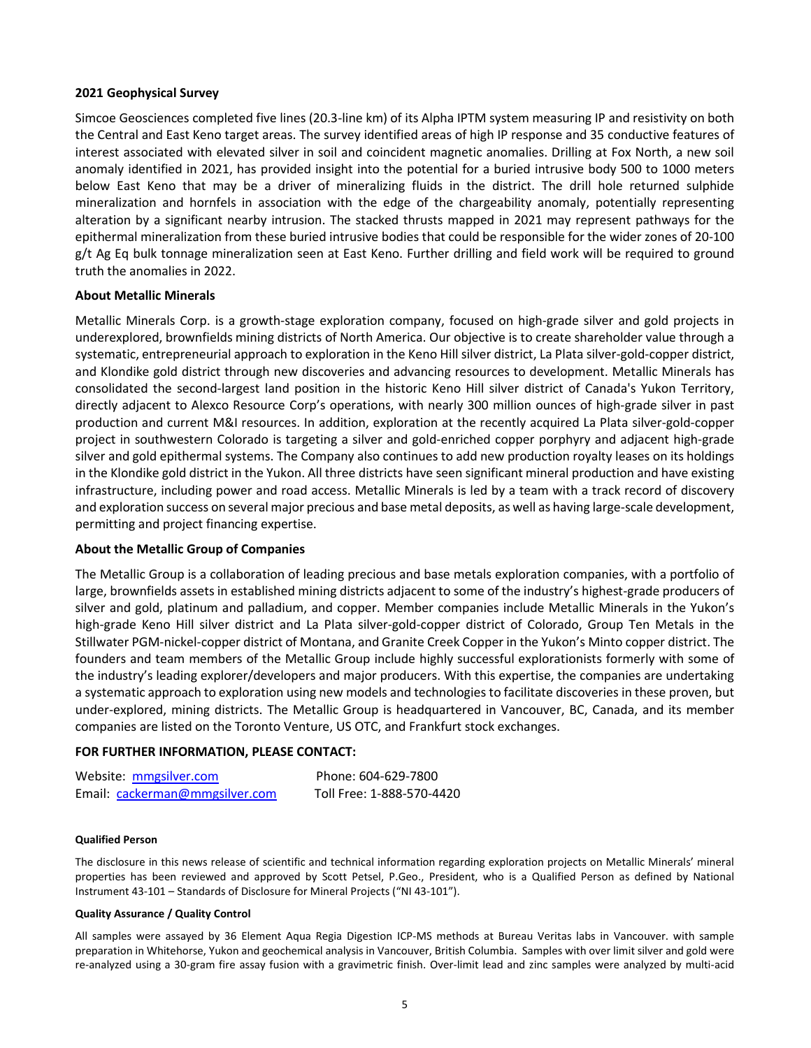**2021 Geophysical Survey**

Simcoe Geosciences completed five lines (20.3-line km) of its Alpha IPTM system measuring IP and resistivity on both the Central and East Keno target areas. The survey identified areas of high IP response and 35 conductive features of interest associated with elevated silver in soil and coincident magnetic anomalies. Drilling at Fox North, a new soil anomaly identified in 2021, has provided insight into the potential for a buried intrusive body 500 to 1000 meters below East Keno that may be a driver of mineralizing fluids in the district. The drill hole returned sulphide mineralization and hornfels in association with the edge of the chargeability anomaly, potentially representing alteration by a significant nearby intrusion. The stacked thrusts mapped in 2021 may represent pathways for the epithermal mineralization from these buried intrusive bodies that could be responsible for the wider zones of 20-100 g/t Ag Eq bulk tonnage mineralization seen at East Keno. Further drilling and field work will be required to ground truth the anomalies in 2022.

**About Metallic Minerals**

Metallic Minerals Corp. is a growth-stage exploration company, focused on high-grade silver and gold projects in underexplored, brownfields mining districts of North America. Our objective is to create shareholder value through a systematic, entrepreneurial approach to exploration in the Keno Hill silver district, La Plata silver-gold-copper district, and Klondike gold district through new discoveries and advancing resources to development. Metallic Minerals has consolidated the second-largest land position in the historic Keno Hill silver district of Canada's Yukon Territory, directly adjacent to Alexco Resource Corp's operations, with nearly 300 million ounces of high-grade silver in past production and current M&I resources. In addition, exploration at the recently acquired La Plata silver-gold-copper project in southwestern Colorado is targeting a silver and gold-enriched copper porphyry and adjacent high-grade silver and gold epithermal systems. The Company also continues to add new production royalty leases on its holdings in the Klondike gold district in the Yukon. All three districts have seen significant mineral production and have existing infrastructure, including power and road access. Metallic Minerals is led by a team with a track record of discovery and exploration success on several major precious and base metal deposits, as well as having large-scale development, permitting and project financing expertise.

**About the Metallic Group of Companies**

The Metallic Group is a collaboration of leading precious and base metals exploration companies, with a portfolio of large, brownfields assets in established mining districts adjacent to some of the industry's highest-grade producers of silver and gold, platinum and palladium, and copper. Member companies include Metallic Minerals in the Yukon's high-grade Keno Hill silver district and La Plata silver-gold-copper district of Colorado, Group Ten Metals in the Stillwater PGM-nickel-copper district of Montana, and Granite Creek Copper in the Yukon's Minto copper district. The founders and team members of the Metallic Group include highly successful explorationists formerly with some of the industry's leading explorer/developers and major producers. With this expertise, the companies are undertaking a systematic approach to exploration using new models and technologies to facilitate discoveries in these proven, but under-explored, mining districts. The Metallic Group is headquartered in Vancouver, BC, Canada, and its member companies are listed on the Toronto Venture, US OTC, and Frankfurt stock exchanges.

**FOR FURTHER INFORMATION, PLEASE CONTACT:**

Website: mmgsilver.com  Phone: 604-629-7800
Email: cackerman@mmgsilver.com  Toll Free: 1-888-570-4420

**Qualified Person**

The disclosure in this news release of scientific and technical information regarding exploration projects on Metallic Minerals' mineral properties has been reviewed and approved by Scott Petsel, P.Geo., President, who is a Qualified Person as defined by National Instrument 43-101 – Standards of Disclosure for Mineral Projects ("NI 43-101").

**Quality Assurance / Quality Control**

All samples were assayed by 36 Element Aqua Regia Digestion ICP-MS methods at Bureau Veritas labs in Vancouver. with sample preparation in Whitehorse, Yukon and geochemical analysis in Vancouver, British Columbia. Samples with over limit silver and gold were re-analyzed using a 30-gram fire assay fusion with a gravimetric finish. Over-limit lead and zinc samples were analyzed by multi-acid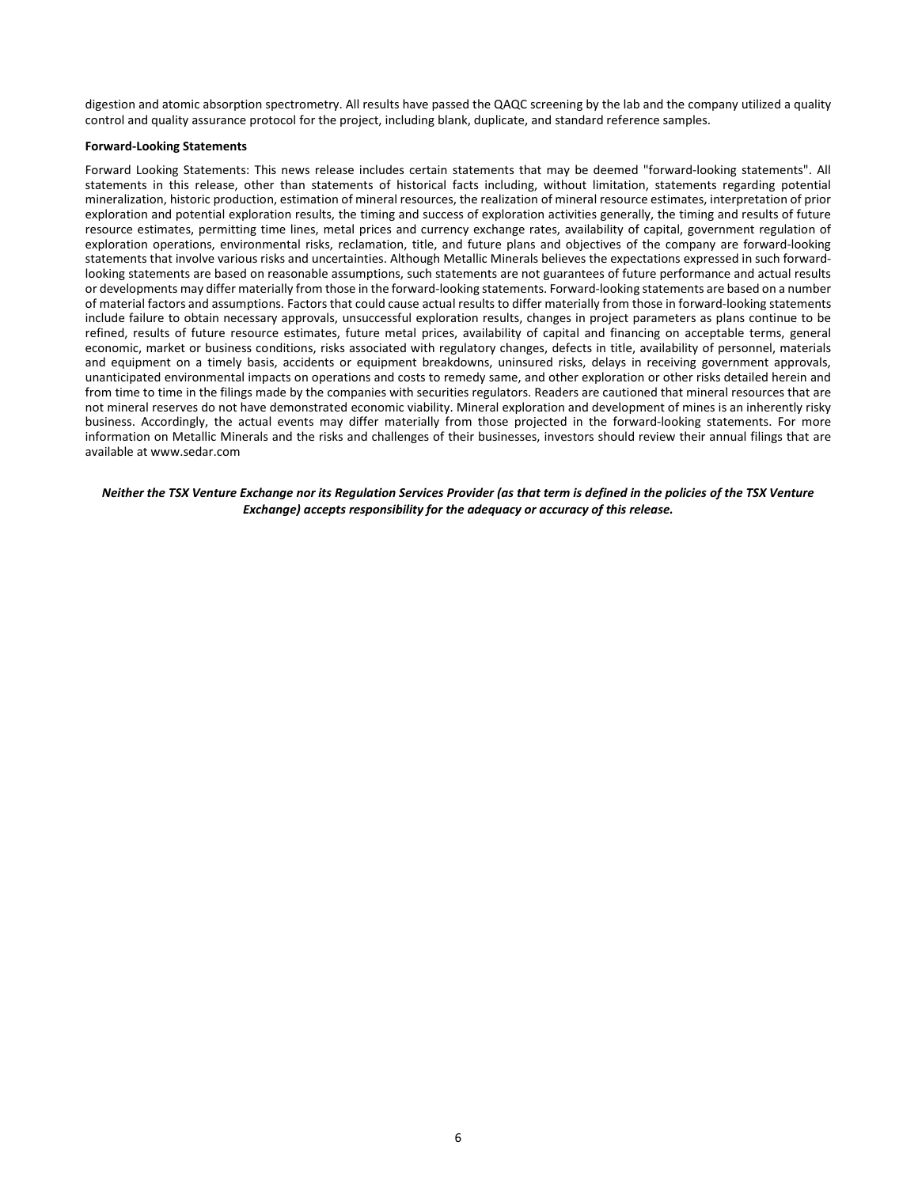digestion and atomic absorption spectrometry. All results have passed the QAQC screening by the lab and the company utilized a quality control and quality assurance protocol for the project, including blank, duplicate, and standard reference samples.

**Forward-Looking Statements**

Forward Looking Statements: This news release includes certain statements that may be deemed "forward-looking statements". All statements in this release, other than statements of historical facts including, without limitation, statements regarding potential mineralization, historic production, estimation of mineral resources, the realization of mineral resource estimates, interpretation of prior exploration and potential exploration results, the timing and success of exploration activities generally, the timing and results of future resource estimates, permitting time lines, metal prices and currency exchange rates, availability of capital, government regulation of exploration operations, environmental risks, reclamation, title, and future plans and objectives of the company are forward-looking statements that involve various risks and uncertainties. Although Metallic Minerals believes the expectations expressed in such forward-looking statements are based on reasonable assumptions, such statements are not guarantees of future performance and actual results or developments may differ materially from those in the forward-looking statements. Forward-looking statements are based on a number of material factors and assumptions. Factors that could cause actual results to differ materially from those in forward-looking statements include failure to obtain necessary approvals, unsuccessful exploration results, changes in project parameters as plans continue to be refined, results of future resource estimates, future metal prices, availability of capital and financing on acceptable terms, general economic, market or business conditions, risks associated with regulatory changes, defects in title, availability of personnel, materials and equipment on a timely basis, accidents or equipment breakdowns, uninsured risks, delays in receiving government approvals, unanticipated environmental impacts on operations and costs to remedy same, and other exploration or other risks detailed herein and from time to time in the filings made by the companies with securities regulators. Readers are cautioned that mineral resources that are not mineral reserves do not have demonstrated economic viability. Mineral exploration and development of mines is an inherently risky business. Accordingly, the actual events may differ materially from those projected in the forward-looking statements. For more information on Metallic Minerals and the risks and challenges of their businesses, investors should review their annual filings that are available at www.sedar.com

***Neither the TSX Venture Exchange nor its Regulation Services Provider (as that term is defined in the policies of the TSX Venture Exchange) accepts responsibility for the adequacy or accuracy of this release.***